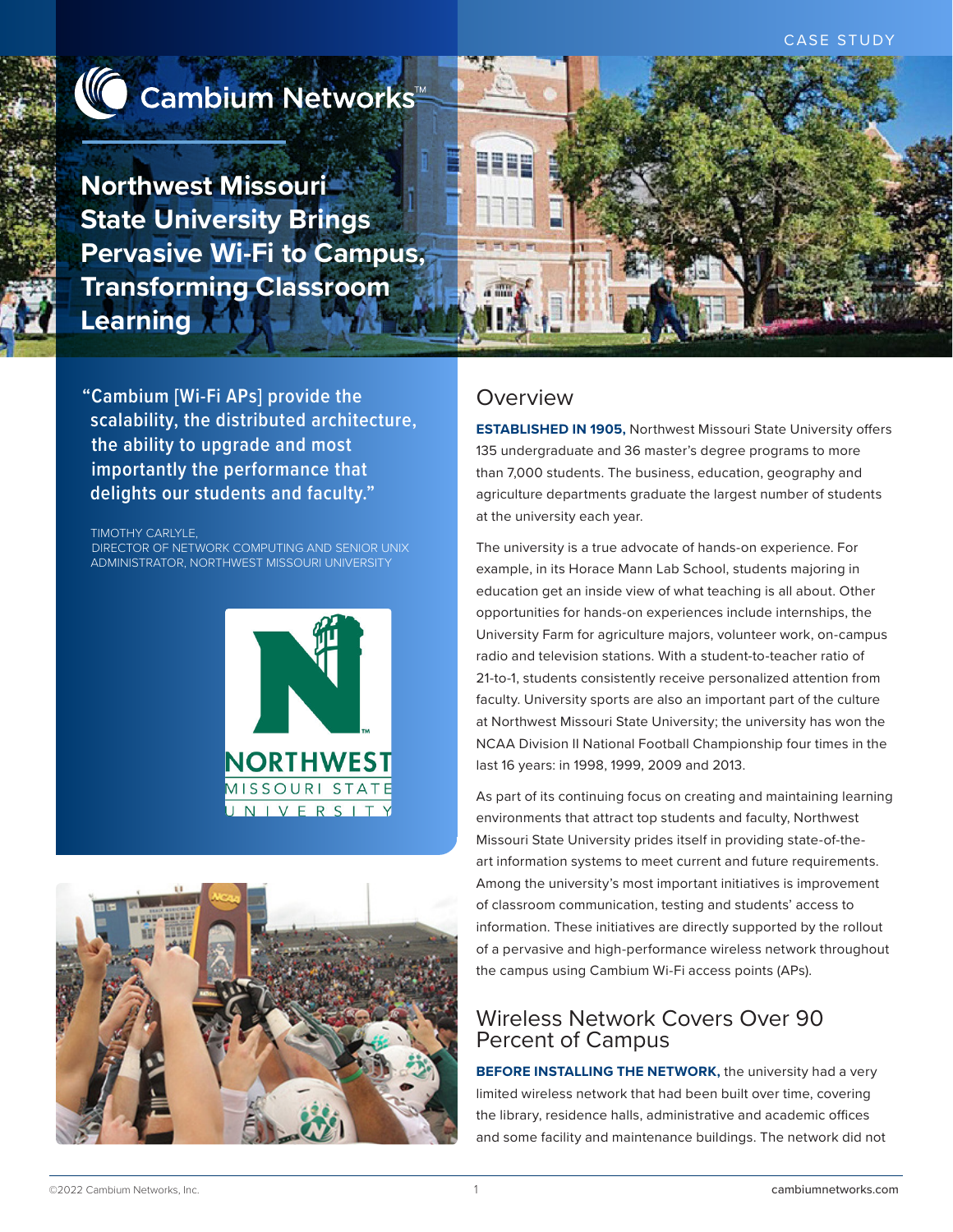CASE STUDY

Cambium Networks™

# Northwest Missouri State University Brings Pervasive Wi-Fi to Campus, Transforming Classroom Learning

> "Cambium [Wi-Fi APs] provide the scalability, the distributed architecture, the ability to upgrade and most importantly the performance that delights our students and faculty."

TIMOTHY CARLYLE,
DIRECTOR OF NETWORK COMPUTING AND SENIOR UNIX ADMINISTRATOR, NORTHWEST MISSOURI UNIVERSITY

## Overview

**ESTABLISHED IN 1905,** Northwest Missouri State University offers 135 undergraduate and 36 master's degree programs to more than 7,000 students. The business, education, geography and agriculture departments graduate the largest number of students at the university each year.

The university is a true advocate of hands-on experience. For example, in its Horace Mann Lab School, students majoring in education get an inside view of what teaching is all about. Other opportunities for hands-on experiences include internships, the University Farm for agriculture majors, volunteer work, on-campus radio and television stations. With a student-to-teacher ratio of 21-to-1, students consistently receive personalized attention from faculty. University sports are also an important part of the culture at Northwest Missouri State University; the university has won the NCAA Division II National Football Championship four times in the last 16 years: in 1998, 1999, 2009 and 2013.

As part of its continuing focus on creating and maintaining learning environments that attract top students and faculty, Northwest Missouri State University prides itself in providing state-of-the-art information systems to meet current and future requirements. Among the university's most important initiatives is improvement of classroom communication, testing and students' access to information. These initiatives are directly supported by the rollout of a pervasive and high-performance wireless network throughout the campus using Cambium Wi-Fi access points (APs).

## Wireless Network Covers Over 90 Percent of Campus

**BEFORE INSTALLING THE NETWORK,** the university had a very limited wireless network that had been built over time, covering the library, residence halls, administrative and academic offices and some facility and maintenance buildings. The network did not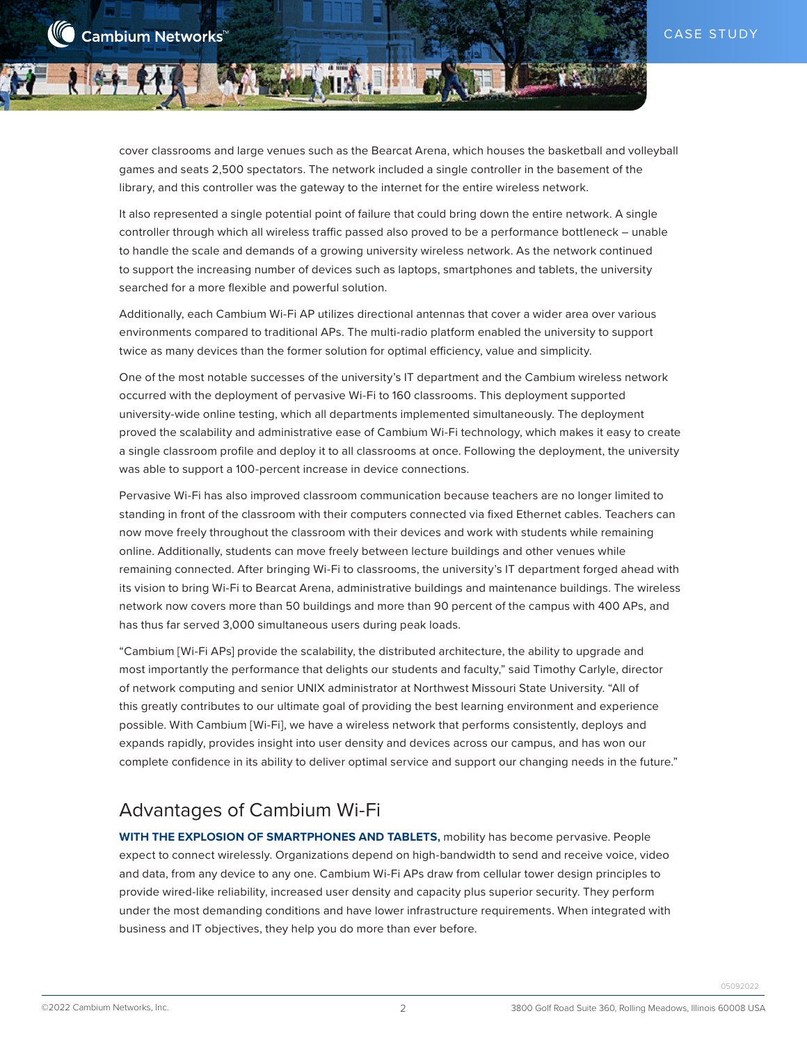cover classrooms and large venues such as the Bearcat Arena, which houses the basketball and volleyball games and seats 2,500 spectators. The network included a single controller in the basement of the library, and this controller was the gateway to the internet for the entire wireless network.

It also represented a single potential point of failure that could bring down the entire network. A single controller through which all wireless traffic passed also proved to be a performance bottleneck – unable to handle the scale and demands of a growing university wireless network. As the network continued to support the increasing number of devices such as laptops, smartphones and tablets, the university searched for a more flexible and powerful solution.

Additionally, each Cambium Wi-Fi AP utilizes directional antennas that cover a wider area over various environments compared to traditional APs. The multi-radio platform enabled the university to support twice as many devices than the former solution for optimal efficiency, value and simplicity.

One of the most notable successes of the university's IT department and the Cambium wireless network occurred with the deployment of pervasive Wi-Fi to 160 classrooms. This deployment supported university-wide online testing, which all departments implemented simultaneously. The deployment proved the scalability and administrative ease of Cambium Wi-Fi technology, which makes it easy to create a single classroom profile and deploy it to all classrooms at once. Following the deployment, the university was able to support a 100-percent increase in device connections.

Pervasive Wi-Fi has also improved classroom communication because teachers are no longer limited to standing in front of the classroom with their computers connected via fixed Ethernet cables. Teachers can now move freely throughout the classroom with their devices and work with students while remaining online. Additionally, students can move freely between lecture buildings and other venues while remaining connected. After bringing Wi-Fi to classrooms, the university's IT department forged ahead with its vision to bring Wi-Fi to Bearcat Arena, administrative buildings and maintenance buildings. The wireless network now covers more than 50 buildings and more than 90 percent of the campus with 400 APs, and has thus far served 3,000 simultaneous users during peak loads.

"Cambium [Wi-Fi APs] provide the scalability, the distributed architecture, the ability to upgrade and most importantly the performance that delights our students and faculty," said Timothy Carlyle, director of network computing and senior UNIX administrator at Northwest Missouri State University. "All of this greatly contributes to our ultimate goal of providing the best learning environment and experience possible. With Cambium [Wi-Fi], we have a wireless network that performs consistently, deploys and expands rapidly, provides insight into user density and devices across our campus, and has won our complete confidence in its ability to deliver optimal service and support our changing needs in the future."

## Advantages of Cambium Wi-Fi

**WITH THE EXPLOSION OF SMARTPHONES AND TABLETS,** mobility has become pervasive. People expect to connect wirelessly. Organizations depend on high-bandwidth to send and receive voice, video and data, from any device to any one. Cambium Wi-Fi APs draw from cellular tower design principles to provide wired-like reliability, increased user density and capacity plus superior security. They perform under the most demanding conditions and have lower infrastructure requirements. When integrated with business and IT objectives, they help you do more than ever before.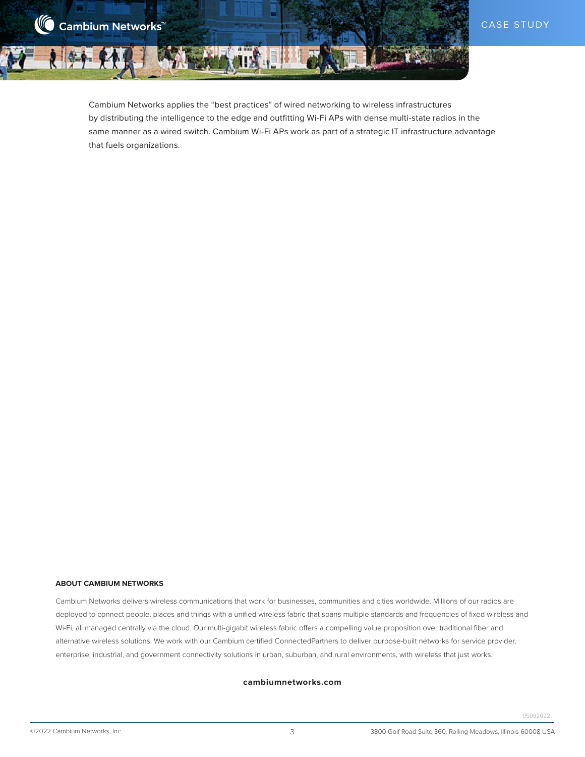Cambium Networks applies the “best practices” of wired networking to wireless infrastructures by distributing the intelligence to the edge and outfitting Wi-Fi APs with dense multi-state radios in the same manner as a wired switch. Cambium Wi-Fi APs work as part of a strategic IT infrastructure advantage that fuels organizations.

**ABOUT CAMBIUM NETWORKS**

Cambium Networks delivers wireless communications that work for businesses, communities and cities worldwide. Millions of our radios are deployed to connect people, places and things with a unified wireless fabric that spans multiple standards and frequencies of fixed wireless and Wi-Fi, all managed centrally via the cloud. Our multi-gigabit wireless fabric offers a compelling value proposition over traditional fiber and alternative wireless solutions. We work with our Cambium certified ConnectedPartners to deliver purpose-built networks for service provider, enterprise, industrial, and government connectivity solutions in urban, suburban, and rural environments, with wireless that just works.

**cambiumnetworks.com**

05092022

©2022 Cambium Networks, Inc.

3800 Golf Road Suite 360, Rolling Meadows, Illinois 60008 USA